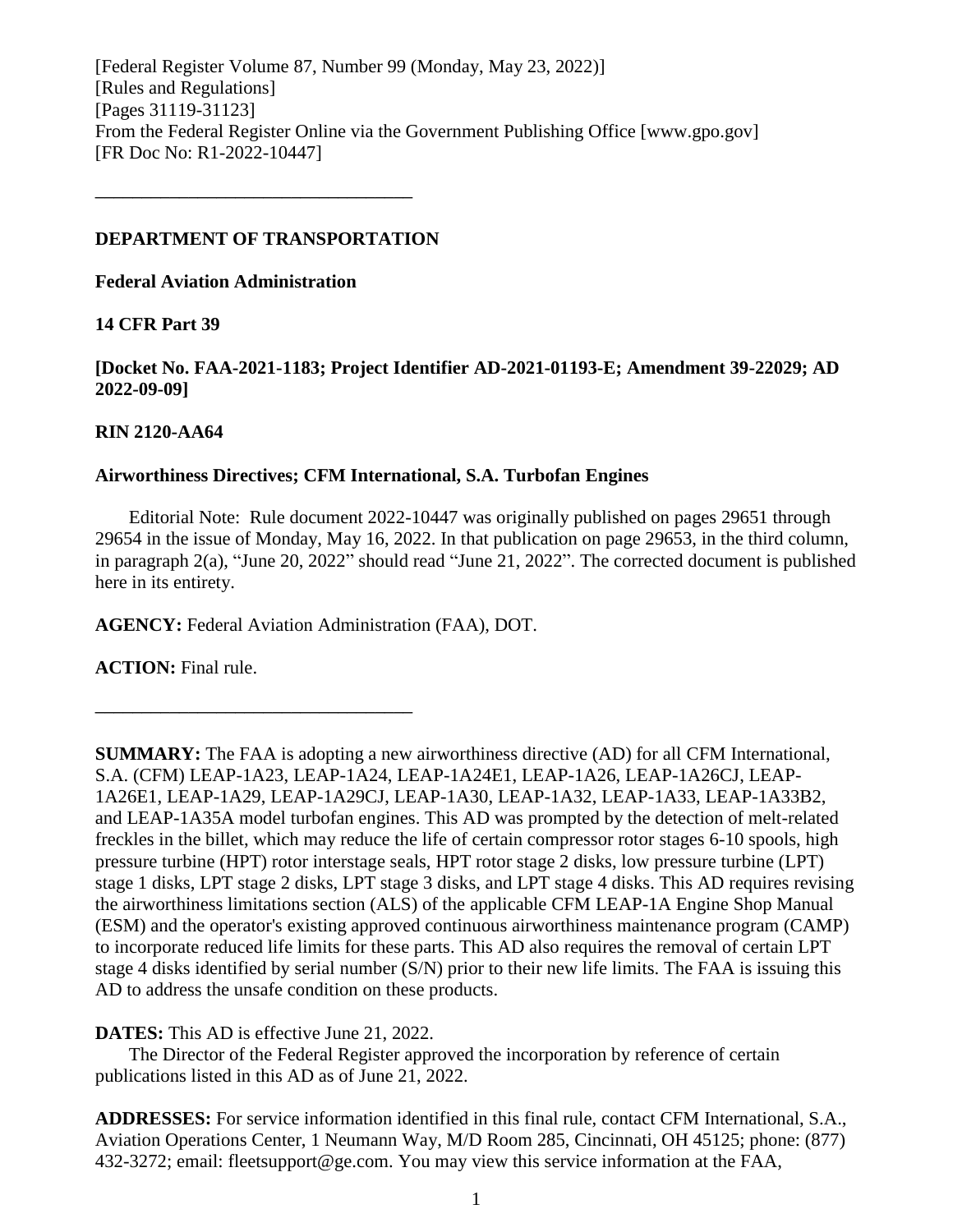[Federal Register Volume 87, Number 99 (Monday, May 23, 2022)]
[Rules and Regulations]
[Pages 31119-31123]
From the Federal Register Online via the Government Publishing Office [www.gpo.gov]
[FR Doc No: R1-2022-10447]

---

**DEPARTMENT OF TRANSPORTATION**

**Federal Aviation Administration**

**14 CFR Part 39**

**[Docket No. FAA-2021-1183; Project Identifier AD-2021-01193-E; Amendment 39-22029; AD 2022-09-09]**

**RIN 2120-AA64**

**Airworthiness Directives; CFM International, S.A. Turbofan Engines**

Editorial Note: Rule document 2022-10447 was originally published on pages 29651 through 29654 in the issue of Monday, May 16, 2022. In that publication on page 29653, in the third column, in paragraph 2(a), "June 20, 2022" should read "June 21, 2022". The corrected document is published here in its entirety.

**AGENCY:** Federal Aviation Administration (FAA), DOT.

**ACTION:** Final rule.

---

**SUMMARY:** The FAA is adopting a new airworthiness directive (AD) for all CFM International, S.A. (CFM) LEAP-1A23, LEAP-1A24, LEAP-1A24E1, LEAP-1A26, LEAP-1A26CJ, LEAP-1A26E1, LEAP-1A29, LEAP-1A29CJ, LEAP-1A30, LEAP-1A32, LEAP-1A33, LEAP-1A33B2, and LEAP-1A35A model turbofan engines. This AD was prompted by the detection of melt-related freckles in the billet, which may reduce the life of certain compressor rotor stages 6-10 spools, high pressure turbine (HPT) rotor interstage seals, HPT rotor stage 2 disks, low pressure turbine (LPT) stage 1 disks, LPT stage 2 disks, LPT stage 3 disks, and LPT stage 4 disks. This AD requires revising the airworthiness limitations section (ALS) of the applicable CFM LEAP-1A Engine Shop Manual (ESM) and the operator's existing approved continuous airworthiness maintenance program (CAMP) to incorporate reduced life limits for these parts. This AD also requires the removal of certain LPT stage 4 disks identified by serial number (S/N) prior to their new life limits. The FAA is issuing this AD to address the unsafe condition on these products.

**DATES:** This AD is effective June 21, 2022.

The Director of the Federal Register approved the incorporation by reference of certain publications listed in this AD as of June 21, 2022.

**ADDRESSES:** For service information identified in this final rule, contact CFM International, S.A., Aviation Operations Center, 1 Neumann Way, M/D Room 285, Cincinnati, OH 45125; phone: (877) 432-3272; email: fleetsupport@ge.com. You may view this service information at the FAA,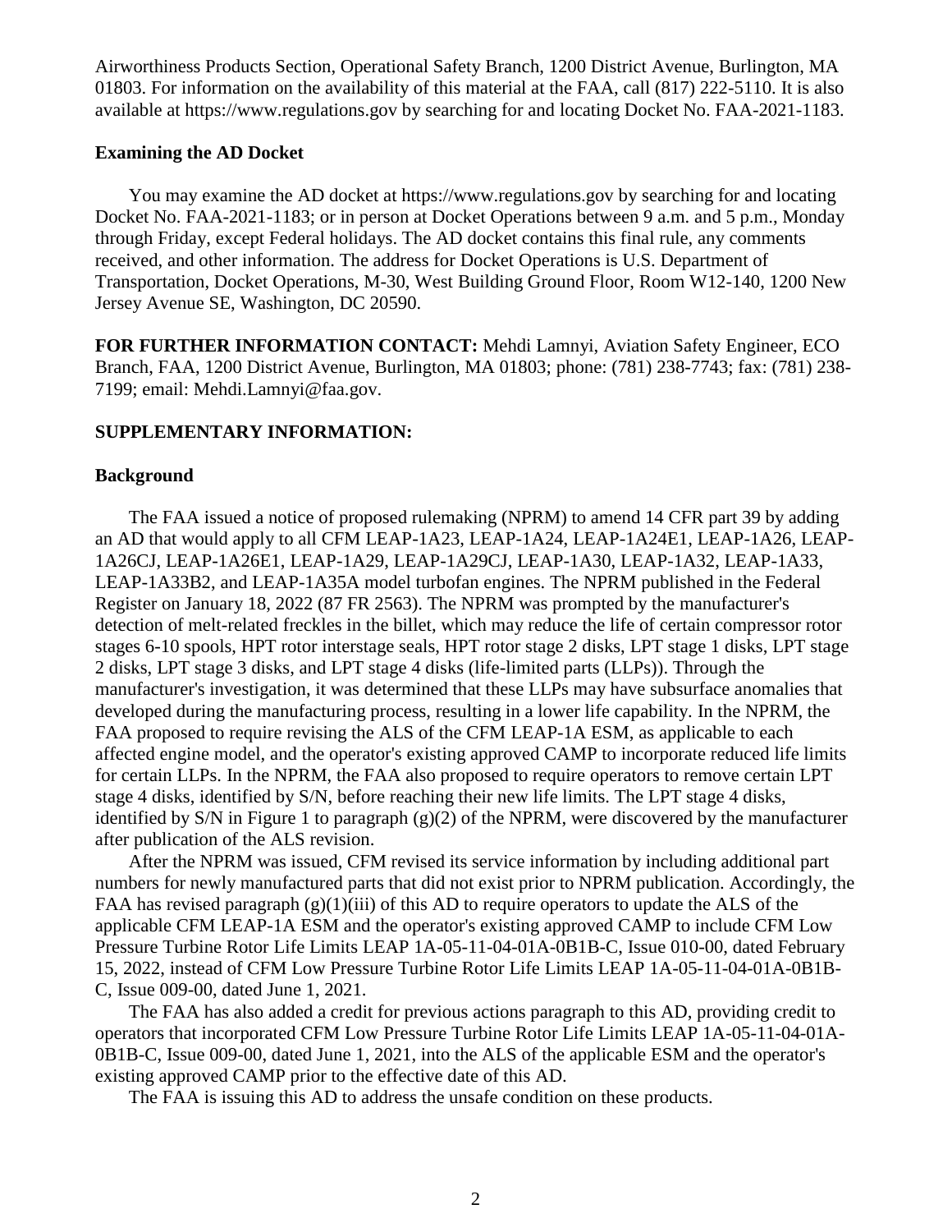Airworthiness Products Section, Operational Safety Branch, 1200 District Avenue, Burlington, MA 01803. For information on the availability of this material at the FAA, call (817) 222-5110. It is also available at https://www.regulations.gov by searching for and locating Docket No. FAA-2021-1183.

**Examining the AD Docket**

You may examine the AD docket at https://www.regulations.gov by searching for and locating Docket No. FAA-2021-1183; or in person at Docket Operations between 9 a.m. and 5 p.m., Monday through Friday, except Federal holidays. The AD docket contains this final rule, any comments received, and other information. The address for Docket Operations is U.S. Department of Transportation, Docket Operations, M-30, West Building Ground Floor, Room W12-140, 1200 New Jersey Avenue SE, Washington, DC 20590.

**FOR FURTHER INFORMATION CONTACT:** Mehdi Lamnyi, Aviation Safety Engineer, ECO Branch, FAA, 1200 District Avenue, Burlington, MA 01803; phone: (781) 238-7743; fax: (781) 238-7199; email: Mehdi.Lamnyi@faa.gov.

**SUPPLEMENTARY INFORMATION:**

**Background**

The FAA issued a notice of proposed rulemaking (NPRM) to amend 14 CFR part 39 by adding an AD that would apply to all CFM LEAP-1A23, LEAP-1A24, LEAP-1A24E1, LEAP-1A26, LEAP-1A26CJ, LEAP-1A26E1, LEAP-1A29, LEAP-1A29CJ, LEAP-1A30, LEAP-1A32, LEAP-1A33, LEAP-1A33B2, and LEAP-1A35A model turbofan engines. The NPRM published in the Federal Register on January 18, 2022 (87 FR 2563). The NPRM was prompted by the manufacturer's detection of melt-related freckles in the billet, which may reduce the life of certain compressor rotor stages 6-10 spools, HPT rotor interstage seals, HPT rotor stage 2 disks, LPT stage 1 disks, LPT stage 2 disks, LPT stage 3 disks, and LPT stage 4 disks (life-limited parts (LLPs)). Through the manufacturer's investigation, it was determined that these LLPs may have subsurface anomalies that developed during the manufacturing process, resulting in a lower life capability. In the NPRM, the FAA proposed to require revising the ALS of the CFM LEAP-1A ESM, as applicable to each affected engine model, and the operator's existing approved CAMP to incorporate reduced life limits for certain LLPs. In the NPRM, the FAA also proposed to require operators to remove certain LPT stage 4 disks, identified by S/N, before reaching their new life limits. The LPT stage 4 disks, identified by S/N in Figure 1 to paragraph (g)(2) of the NPRM, were discovered by the manufacturer after publication of the ALS revision.

After the NPRM was issued, CFM revised its service information by including additional part numbers for newly manufactured parts that did not exist prior to NPRM publication. Accordingly, the FAA has revised paragraph (g)(1)(iii) of this AD to require operators to update the ALS of the applicable CFM LEAP-1A ESM and the operator's existing approved CAMP to include CFM Low Pressure Turbine Rotor Life Limits LEAP 1A-05-11-04-01A-0B1B-C, Issue 010-00, dated February 15, 2022, instead of CFM Low Pressure Turbine Rotor Life Limits LEAP 1A-05-11-04-01A-0B1B-C, Issue 009-00, dated June 1, 2021.

The FAA has also added a credit for previous actions paragraph to this AD, providing credit to operators that incorporated CFM Low Pressure Turbine Rotor Life Limits LEAP 1A-05-11-04-01A-0B1B-C, Issue 009-00, dated June 1, 2021, into the ALS of the applicable ESM and the operator's existing approved CAMP prior to the effective date of this AD.

The FAA is issuing this AD to address the unsafe condition on these products.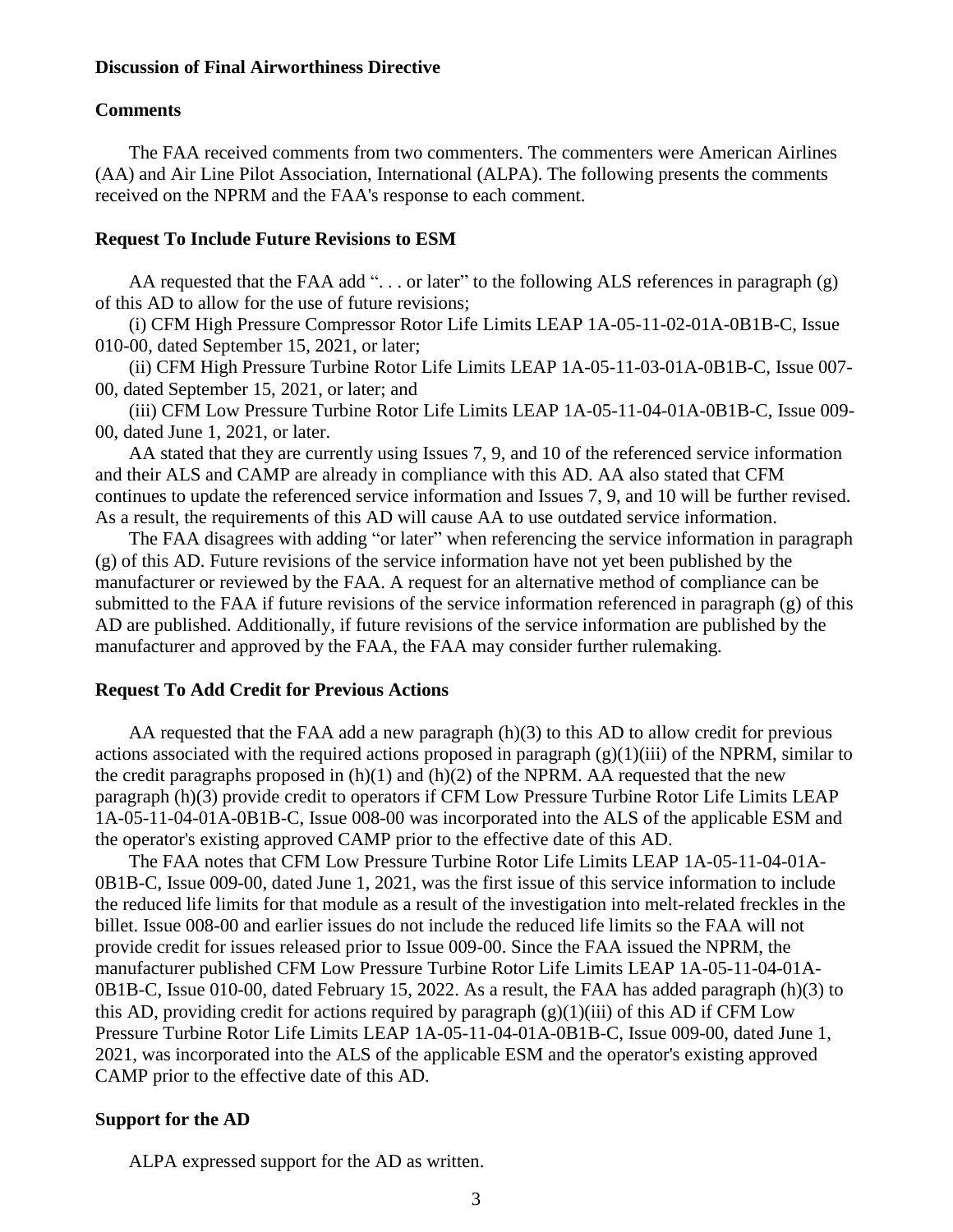### Discussion of Final Airworthiness Directive

### Comments

The FAA received comments from two commenters. The commenters were American Airlines (AA) and Air Line Pilot Association, International (ALPA). The following presents the comments received on the NPRM and the FAA's response to each comment.

### Request To Include Future Revisions to ESM

AA requested that the FAA add ". . . or later" to the following ALS references in paragraph (g) of this AD to allow for the use of future revisions;

(i) CFM High Pressure Compressor Rotor Life Limits LEAP 1A-05-11-02-01A-0B1B-C, Issue 010-00, dated September 15, 2021, or later;

(ii) CFM High Pressure Turbine Rotor Life Limits LEAP 1A-05-11-03-01A-0B1B-C, Issue 007-00, dated September 15, 2021, or later; and

(iii) CFM Low Pressure Turbine Rotor Life Limits LEAP 1A-05-11-04-01A-0B1B-C, Issue 009-00, dated June 1, 2021, or later.

AA stated that they are currently using Issues 7, 9, and 10 of the referenced service information and their ALS and CAMP are already in compliance with this AD. AA also stated that CFM continues to update the referenced service information and Issues 7, 9, and 10 will be further revised. As a result, the requirements of this AD will cause AA to use outdated service information.

The FAA disagrees with adding "or later" when referencing the service information in paragraph (g) of this AD. Future revisions of the service information have not yet been published by the manufacturer or reviewed by the FAA. A request for an alternative method of compliance can be submitted to the FAA if future revisions of the service information referenced in paragraph (g) of this AD are published. Additionally, if future revisions of the service information are published by the manufacturer and approved by the FAA, the FAA may consider further rulemaking.

### Request To Add Credit for Previous Actions

AA requested that the FAA add a new paragraph (h)(3) to this AD to allow credit for previous actions associated with the required actions proposed in paragraph (g)(1)(iii) of the NPRM, similar to the credit paragraphs proposed in (h)(1) and (h)(2) of the NPRM. AA requested that the new paragraph (h)(3) provide credit to operators if CFM Low Pressure Turbine Rotor Life Limits LEAP 1A-05-11-04-01A-0B1B-C, Issue 008-00 was incorporated into the ALS of the applicable ESM and the operator's existing approved CAMP prior to the effective date of this AD.

The FAA notes that CFM Low Pressure Turbine Rotor Life Limits LEAP 1A-05-11-04-01A-0B1B-C, Issue 009-00, dated June 1, 2021, was the first issue of this service information to include the reduced life limits for that module as a result of the investigation into melt-related freckles in the billet. Issue 008-00 and earlier issues do not include the reduced life limits so the FAA will not provide credit for issues released prior to Issue 009-00. Since the FAA issued the NPRM, the manufacturer published CFM Low Pressure Turbine Rotor Life Limits LEAP 1A-05-11-04-01A-0B1B-C, Issue 010-00, dated February 15, 2022. As a result, the FAA has added paragraph (h)(3) to this AD, providing credit for actions required by paragraph (g)(1)(iii) of this AD if CFM Low Pressure Turbine Rotor Life Limits LEAP 1A-05-11-04-01A-0B1B-C, Issue 009-00, dated June 1, 2021, was incorporated into the ALS of the applicable ESM and the operator's existing approved CAMP prior to the effective date of this AD.

### Support for the AD

ALPA expressed support for the AD as written.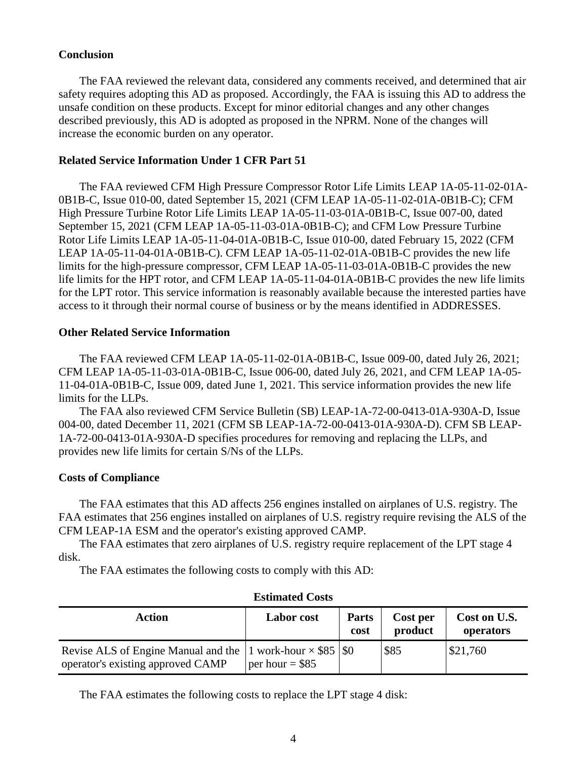### Conclusion

The FAA reviewed the relevant data, considered any comments received, and determined that air safety requires adopting this AD as proposed. Accordingly, the FAA is issuing this AD to address the unsafe condition on these products. Except for minor editorial changes and any other changes described previously, this AD is adopted as proposed in the NPRM. None of the changes will increase the economic burden on any operator.

### Related Service Information Under 1 CFR Part 51

The FAA reviewed CFM High Pressure Compressor Rotor Life Limits LEAP 1A-05-11-02-01A-0B1B-C, Issue 010-00, dated September 15, 2021 (CFM LEAP 1A-05-11-02-01A-0B1B-C); CFM High Pressure Turbine Rotor Life Limits LEAP 1A-05-11-03-01A-0B1B-C, Issue 007-00, dated September 15, 2021 (CFM LEAP 1A-05-11-03-01A-0B1B-C); and CFM Low Pressure Turbine Rotor Life Limits LEAP 1A-05-11-04-01A-0B1B-C, Issue 010-00, dated February 15, 2022 (CFM LEAP 1A-05-11-04-01A-0B1B-C). CFM LEAP 1A-05-11-02-01A-0B1B-C provides the new life limits for the high-pressure compressor, CFM LEAP 1A-05-11-03-01A-0B1B-C provides the new life limits for the HPT rotor, and CFM LEAP 1A-05-11-04-01A-0B1B-C provides the new life limits for the LPT rotor. This service information is reasonably available because the interested parties have access to it through their normal course of business or by the means identified in ADDRESSES.

### Other Related Service Information

The FAA reviewed CFM LEAP 1A-05-11-02-01A-0B1B-C, Issue 009-00, dated July 26, 2021; CFM LEAP 1A-05-11-03-01A-0B1B-C, Issue 006-00, dated July 26, 2021, and CFM LEAP 1A-05-11-04-01A-0B1B-C, Issue 009, dated June 1, 2021. This service information provides the new life limits for the LLPs.

The FAA also reviewed CFM Service Bulletin (SB) LEAP-1A-72-00-0413-01A-930A-D, Issue 004-00, dated December 11, 2021 (CFM SB LEAP-1A-72-00-0413-01A-930A-D). CFM SB LEAP-1A-72-00-0413-01A-930A-D specifies procedures for removing and replacing the LLPs, and provides new life limits for certain S/Ns of the LLPs.

### Costs of Compliance

The FAA estimates that this AD affects 256 engines installed on airplanes of U.S. registry. The FAA estimates that 256 engines installed on airplanes of U.S. registry require revising the ALS of the CFM LEAP-1A ESM and the operator's existing approved CAMP.

The FAA estimates that zero airplanes of U.S. registry require replacement of the LPT stage 4 disk.

The FAA estimates the following costs to comply with this AD:

**Estimated Costs**

| Action | Labor cost | Parts cost | Cost per product | Cost on U.S. operators |
|---|---|---|---|---|
| Revise ALS of Engine Manual and the operator's existing approved CAMP | 1 work-hour × $85 per hour = $85 | $0 | $85 | $21,760 |

The FAA estimates the following costs to replace the LPT stage 4 disk: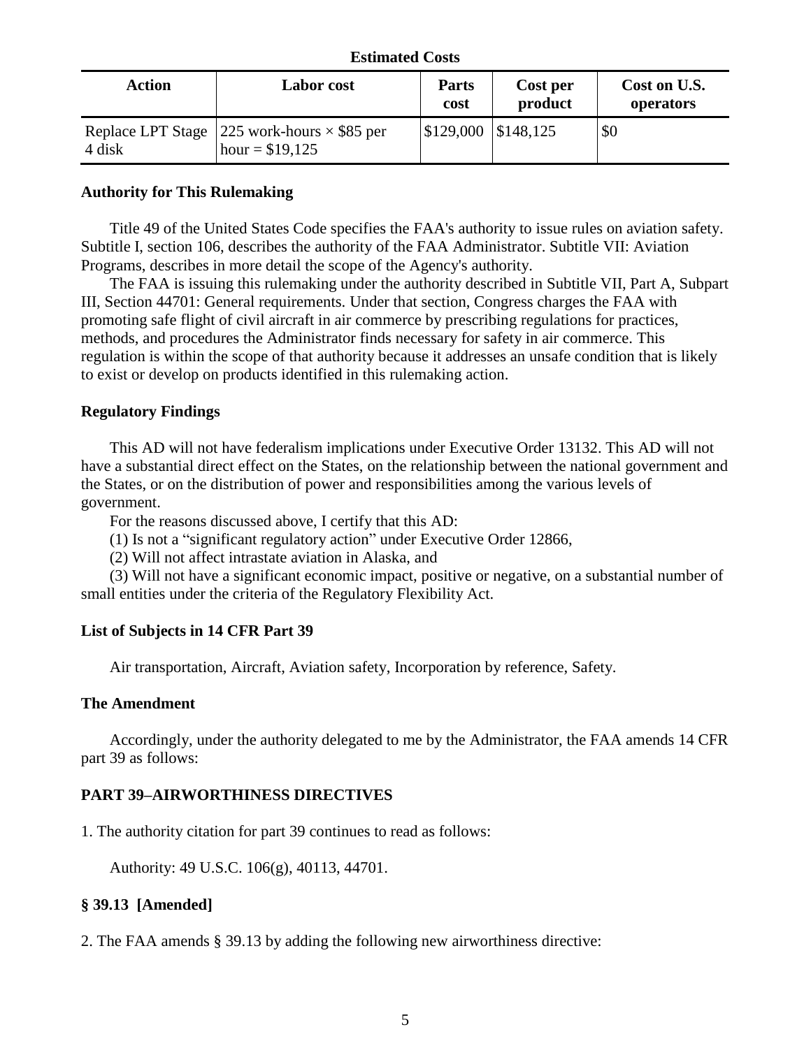**Estimated Costs**

| Action | Labor cost | Parts cost | Cost per product | Cost on U.S. operators |
|---|---|---|---|---|
| Replace LPT Stage 4 disk | 225 work-hours × $85 per hour = $19,125 | $129,000 | $148,125 | $0 |

**Authority for This Rulemaking**

Title 49 of the United States Code specifies the FAA's authority to issue rules on aviation safety. Subtitle I, section 106, describes the authority of the FAA Administrator. Subtitle VII: Aviation Programs, describes in more detail the scope of the Agency's authority.

The FAA is issuing this rulemaking under the authority described in Subtitle VII, Part A, Subpart III, Section 44701: General requirements. Under that section, Congress charges the FAA with promoting safe flight of civil aircraft in air commerce by prescribing regulations for practices, methods, and procedures the Administrator finds necessary for safety in air commerce. This regulation is within the scope of that authority because it addresses an unsafe condition that is likely to exist or develop on products identified in this rulemaking action.

**Regulatory Findings**

This AD will not have federalism implications under Executive Order 13132. This AD will not have a substantial direct effect on the States, on the relationship between the national government and the States, or on the distribution of power and responsibilities among the various levels of government.

For the reasons discussed above, I certify that this AD:

(1) Is not a "significant regulatory action" under Executive Order 12866,

(2) Will not affect intrastate aviation in Alaska, and

(3) Will not have a significant economic impact, positive or negative, on a substantial number of small entities under the criteria of the Regulatory Flexibility Act.

**List of Subjects in 14 CFR Part 39**

Air transportation, Aircraft, Aviation safety, Incorporation by reference, Safety.

**The Amendment**

Accordingly, under the authority delegated to me by the Administrator, the FAA amends 14 CFR part 39 as follows:

**PART 39–AIRWORTHINESS DIRECTIVES**

1. The authority citation for part 39 continues to read as follows:

Authority: 49 U.S.C. 106(g), 40113, 44701.

**§ 39.13 [Amended]**

2. The FAA amends § 39.13 by adding the following new airworthiness directive: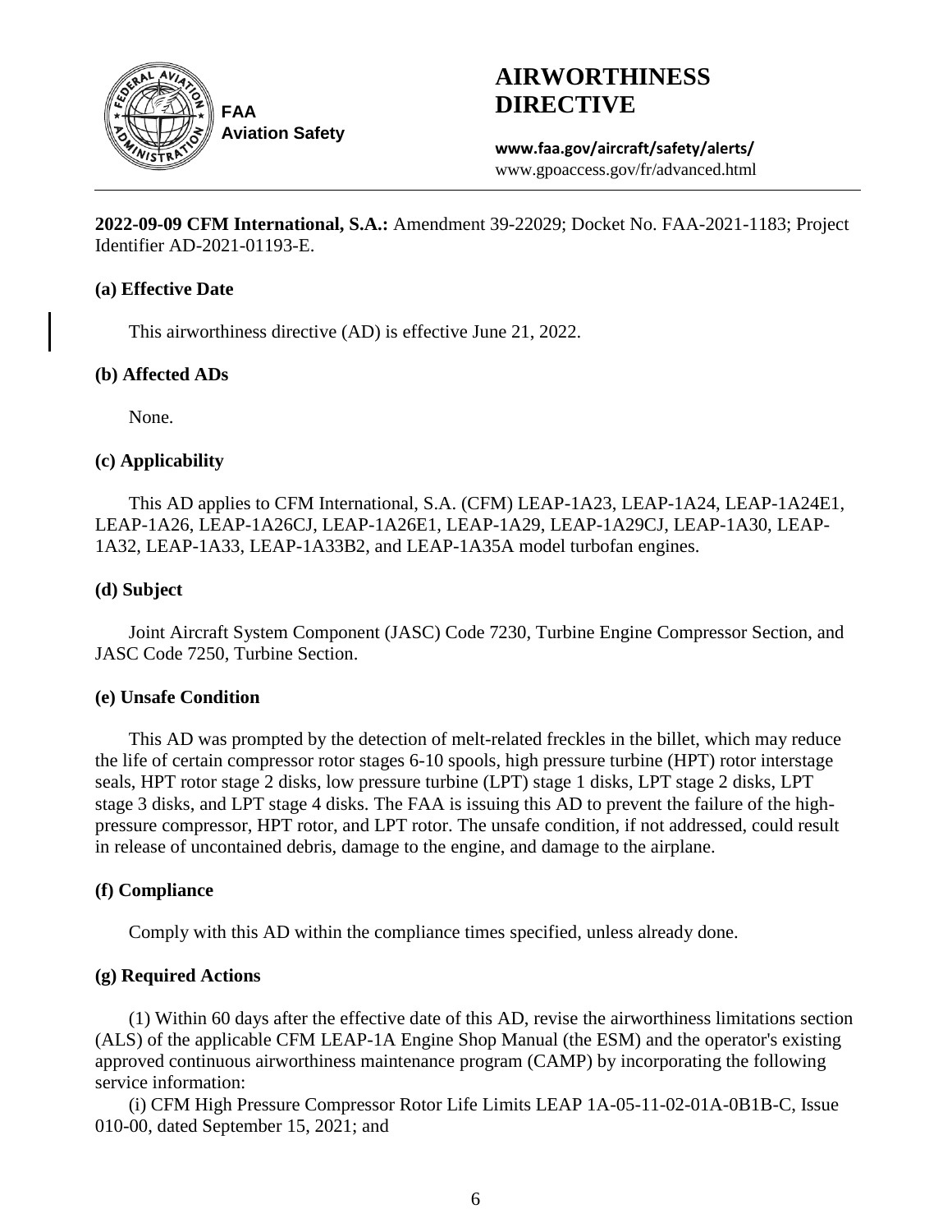**AIRWORTHINESS DIRECTIVE**

**www.faa.gov/aircraft/safety/alerts/**
www.gpoaccess.gov/fr/advanced.html

**2022-09-09 CFM International, S.A.:** Amendment 39-22029; Docket No. FAA-2021-1183; Project Identifier AD-2021-01193-E.

### (a) Effective Date

This airworthiness directive (AD) is effective June 21, 2022.

### (b) Affected ADs

None.

### (c) Applicability

This AD applies to CFM International, S.A. (CFM) LEAP-1A23, LEAP-1A24, LEAP-1A24E1, LEAP-1A26, LEAP-1A26CJ, LEAP-1A26E1, LEAP-1A29, LEAP-1A29CJ, LEAP-1A30, LEAP-1A32, LEAP-1A33, LEAP-1A33B2, and LEAP-1A35A model turbofan engines.

### (d) Subject

Joint Aircraft System Component (JASC) Code 7230, Turbine Engine Compressor Section, and JASC Code 7250, Turbine Section.

### (e) Unsafe Condition

This AD was prompted by the detection of melt-related freckles in the billet, which may reduce the life of certain compressor rotor stages 6-10 spools, high pressure turbine (HPT) rotor interstage seals, HPT rotor stage 2 disks, low pressure turbine (LPT) stage 1 disks, LPT stage 2 disks, LPT stage 3 disks, and LPT stage 4 disks. The FAA is issuing this AD to prevent the failure of the high-pressure compressor, HPT rotor, and LPT rotor. The unsafe condition, if not addressed, could result in release of uncontained debris, damage to the engine, and damage to the airplane.

### (f) Compliance

Comply with this AD within the compliance times specified, unless already done.

### (g) Required Actions

(1) Within 60 days after the effective date of this AD, revise the airworthiness limitations section (ALS) of the applicable CFM LEAP-1A Engine Shop Manual (the ESM) and the operator's existing approved continuous airworthiness maintenance program (CAMP) by incorporating the following service information:

(i) CFM High Pressure Compressor Rotor Life Limits LEAP 1A-05-11-02-01A-0B1B-C, Issue 010-00, dated September 15, 2021; and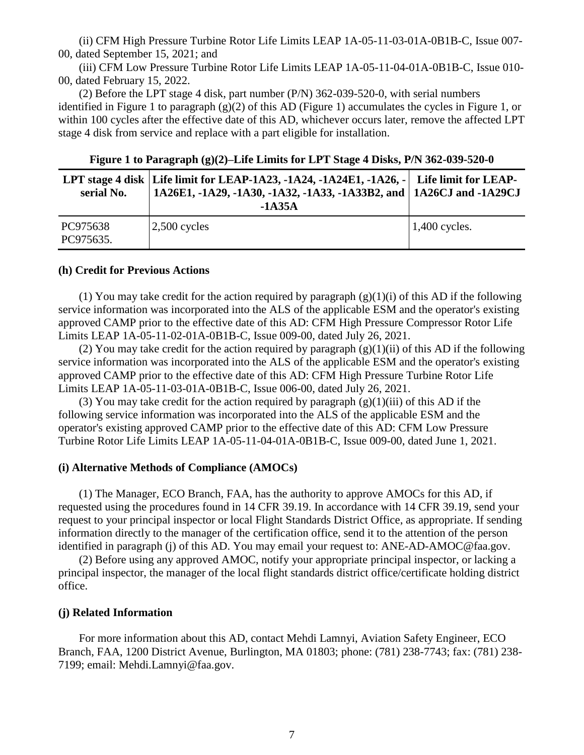(ii) CFM High Pressure Turbine Rotor Life Limits LEAP 1A-05-11-03-01A-0B1B-C, Issue 007-00, dated September 15, 2021; and

(iii) CFM Low Pressure Turbine Rotor Life Limits LEAP 1A-05-11-04-01A-0B1B-C, Issue 010-00, dated February 15, 2022.

(2) Before the LPT stage 4 disk, part number (P/N) 362-039-520-0, with serial numbers identified in Figure 1 to paragraph (g)(2) of this AD (Figure 1) accumulates the cycles in Figure 1, or within 100 cycles after the effective date of this AD, whichever occurs later, remove the affected LPT stage 4 disk from service and replace with a part eligible for installation.

**Figure 1 to Paragraph (g)(2)–Life Limits for LPT Stage 4 Disks, P/N 362-039-520-0**

| LPT stage 4 disk serial No. | Life limit for LEAP-1A23, -1A24, -1A24E1, -1A26, -1A26E1, -1A29, -1A30, -1A32, -1A33, -1A33B2, and -1A35A | Life limit for LEAP-1A26CJ and -1A29CJ |
|---|---|---|
| PC975638 PC975635. | 2,500 cycles | 1,400 cycles. |

**(h) Credit for Previous Actions**

(1) You may take credit for the action required by paragraph (g)(1)(i) of this AD if the following service information was incorporated into the ALS of the applicable ESM and the operator's existing approved CAMP prior to the effective date of this AD: CFM High Pressure Compressor Rotor Life Limits LEAP 1A-05-11-02-01A-0B1B-C, Issue 009-00, dated July 26, 2021.

(2) You may take credit for the action required by paragraph (g)(1)(ii) of this AD if the following service information was incorporated into the ALS of the applicable ESM and the operator's existing approved CAMP prior to the effective date of this AD: CFM High Pressure Turbine Rotor Life Limits LEAP 1A-05-11-03-01A-0B1B-C, Issue 006-00, dated July 26, 2021.

(3) You may take credit for the action required by paragraph (g)(1)(iii) of this AD if the following service information was incorporated into the ALS of the applicable ESM and the operator's existing approved CAMP prior to the effective date of this AD: CFM Low Pressure Turbine Rotor Life Limits LEAP 1A-05-11-04-01A-0B1B-C, Issue 009-00, dated June 1, 2021.

**(i) Alternative Methods of Compliance (AMOCs)**

(1) The Manager, ECO Branch, FAA, has the authority to approve AMOCs for this AD, if requested using the procedures found in 14 CFR 39.19. In accordance with 14 CFR 39.19, send your request to your principal inspector or local Flight Standards District Office, as appropriate. If sending information directly to the manager of the certification office, send it to the attention of the person identified in paragraph (j) of this AD. You may email your request to: ANE-AD-AMOC@faa.gov.

(2) Before using any approved AMOC, notify your appropriate principal inspector, or lacking a principal inspector, the manager of the local flight standards district office/certificate holding district office.

**(j) Related Information**

For more information about this AD, contact Mehdi Lamnyi, Aviation Safety Engineer, ECO Branch, FAA, 1200 District Avenue, Burlington, MA 01803; phone: (781) 238-7743; fax: (781) 238-7199; email: Mehdi.Lamnyi@faa.gov.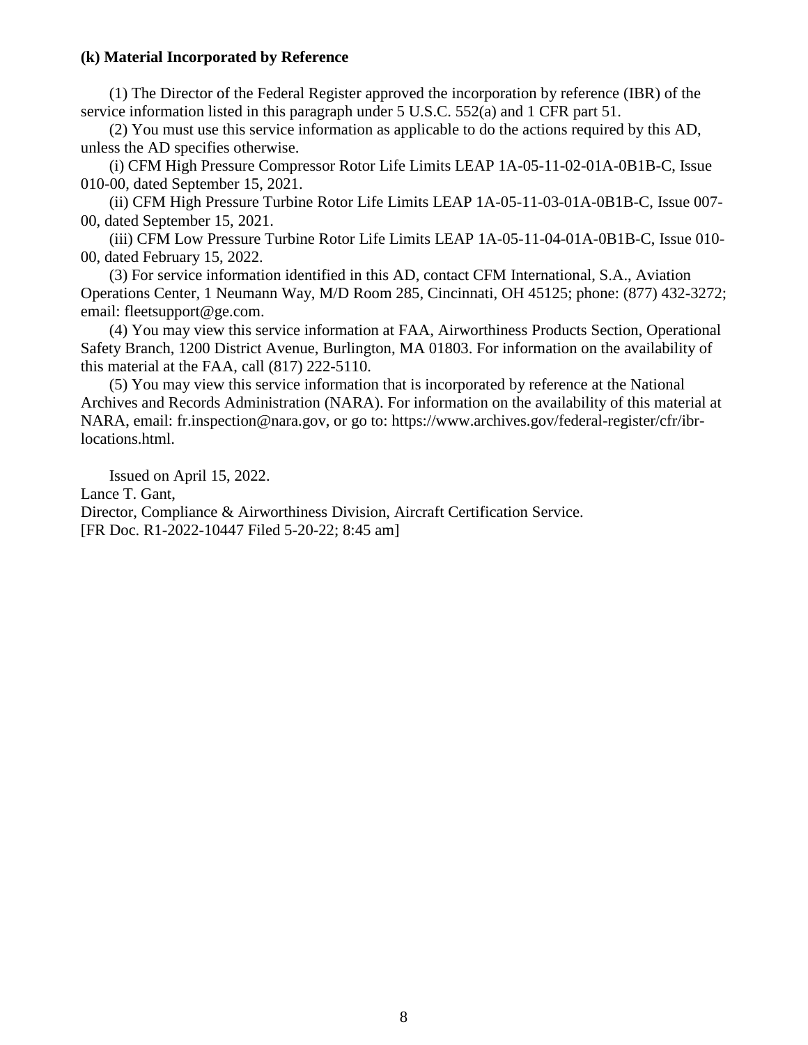**(k) Material Incorporated by Reference**

(1) The Director of the Federal Register approved the incorporation by reference (IBR) of the service information listed in this paragraph under 5 U.S.C. 552(a) and 1 CFR part 51.

(2) You must use this service information as applicable to do the actions required by this AD, unless the AD specifies otherwise.

(i) CFM High Pressure Compressor Rotor Life Limits LEAP 1A-05-11-02-01A-0B1B-C, Issue 010-00, dated September 15, 2021.

(ii) CFM High Pressure Turbine Rotor Life Limits LEAP 1A-05-11-03-01A-0B1B-C, Issue 007-00, dated September 15, 2021.

(iii) CFM Low Pressure Turbine Rotor Life Limits LEAP 1A-05-11-04-01A-0B1B-C, Issue 010-00, dated February 15, 2022.

(3) For service information identified in this AD, contact CFM International, S.A., Aviation Operations Center, 1 Neumann Way, M/D Room 285, Cincinnati, OH 45125; phone: (877) 432-3272; email: fleetsupport@ge.com.

(4) You may view this service information at FAA, Airworthiness Products Section, Operational Safety Branch, 1200 District Avenue, Burlington, MA 01803. For information on the availability of this material at the FAA, call (817) 222-5110.

(5) You may view this service information that is incorporated by reference at the National Archives and Records Administration (NARA). For information on the availability of this material at NARA, email: fr.inspection@nara.gov, or go to: https://www.archives.gov/federal-register/cfr/ibr-locations.html.

Issued on April 15, 2022.

Lance T. Gant,

Director, Compliance & Airworthiness Division, Aircraft Certification Service.

[FR Doc. R1-2022-10447 Filed 5-20-22; 8:45 am]